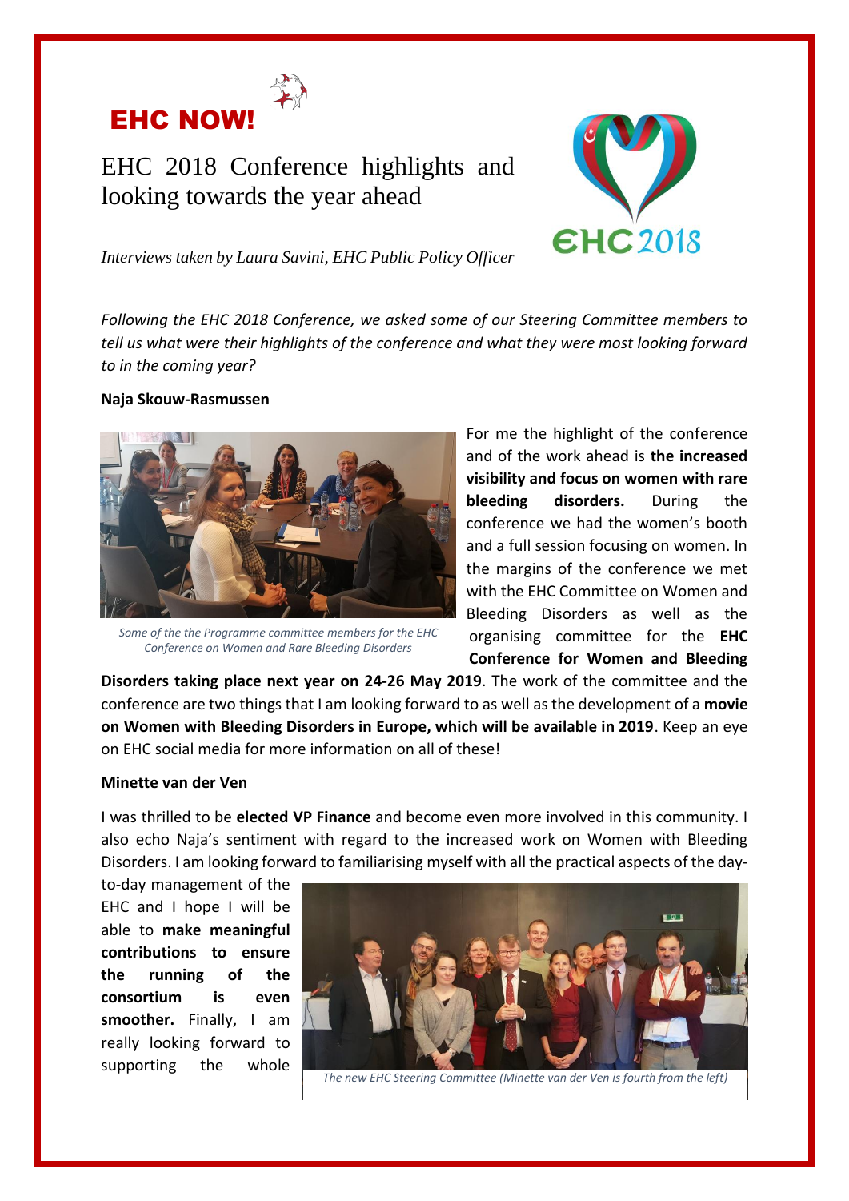# EHC NOW!

## EHC 2018 Conference highlights and looking towards the year ahead

*Interviews taken by Laura Savini, EHC Public Policy Officer*

*Following the EHC 2018 Conference, we asked some of our Steering Committee members to tell us what were their highlights of the conference and what they were most looking forward to in the coming year?*

**Naja Skouw-Rasmussen**

*Some of the the Programme committee members for the EHC Conference on Women and Rare Bleeding Disorders*

For me the highlight of the conference and of the work ahead is **the increased visibility and focus on women with rare bleeding disorders.** During the conference we had the women's booth and a full session focusing on women. In the margins of the conference we met with the EHC Committee on Women and Bleeding Disorders as well as the organising committee for the **EHC Conference for Women and Bleeding Disorders taking place next year on 24-26 May 2019**. The work of the committee and the conference are two things that I am looking forward to as well as the development of a **movie on Women with Bleeding Disorders in Europe, which will be available in 2019**. Keep an eye on EHC social media for more information on all of these!

**Minette van der Ven**

I was thrilled to be **elected VP Finance** and become even more involved in this community. I also echo Naja's sentiment with regard to the increased work on Women with Bleeding Disorders. I am looking forward to familiarising myself with all the practical aspects of the day-to-day management of the EHC and I hope I will be able to **make meaningful contributions to ensure the running of the consortium is even smoother.** Finally, I am really looking forward to supporting the whole

*The new EHC Steering Committee (Minette van der Ven is fourth from the left)*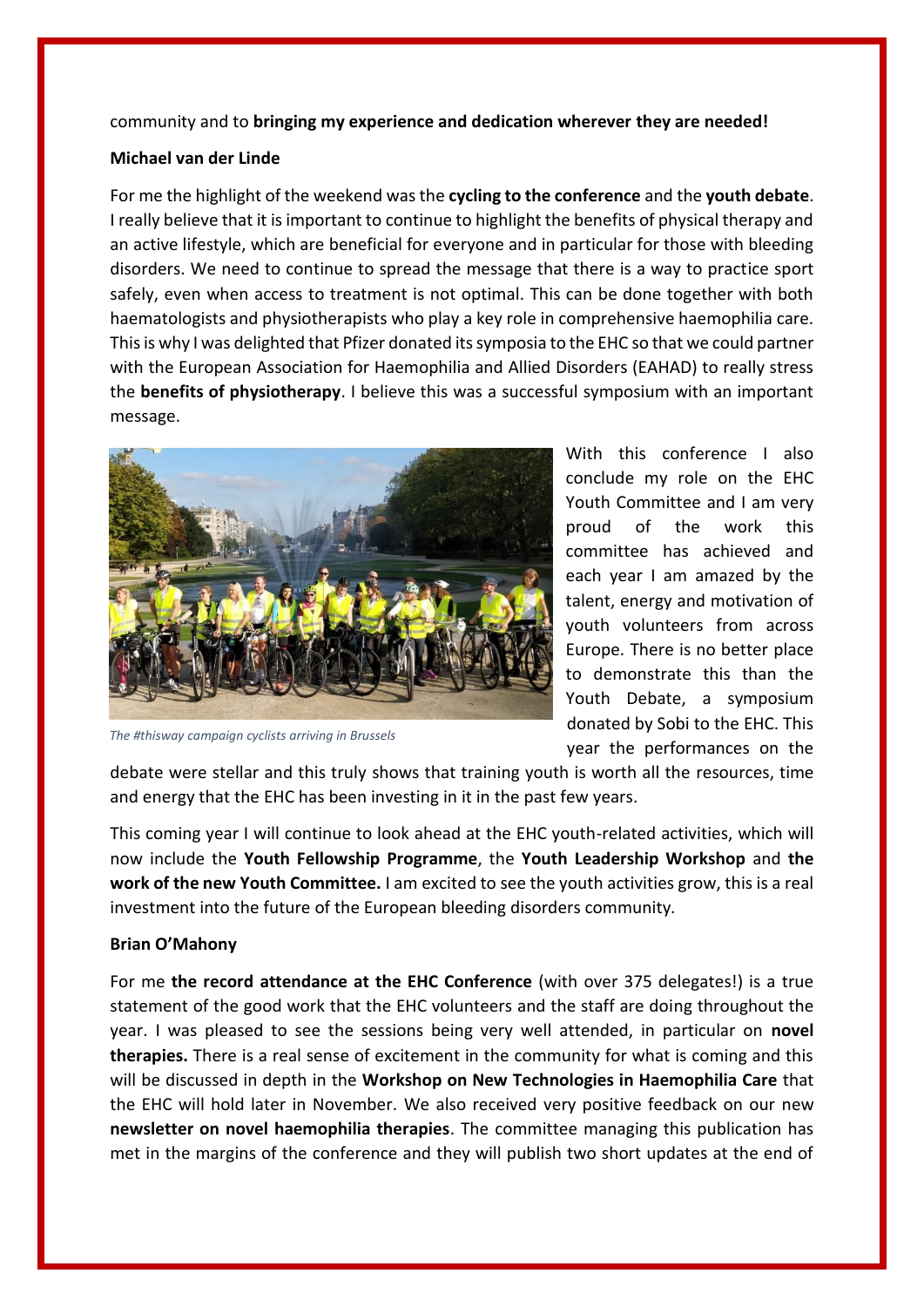community and to **bringing my experience and dedication wherever they are needed!**

**Michael van der Linde**

For me the highlight of the weekend was the **cycling to the conference** and the **youth debate**. I really believe that it is important to continue to highlight the benefits of physical therapy and an active lifestyle, which are beneficial for everyone and in particular for those with bleeding disorders. We need to continue to spread the message that there is a way to practice sport safely, even when access to treatment is not optimal. This can be done together with both haematologists and physiotherapists who play a key role in comprehensive haemophilia care. This is why I was delighted that Pfizer donated its symposia to the EHC so that we could partner with the European Association for Haemophilia and Allied Disorders (EAHAD) to really stress the **benefits of physiotherapy**. I believe this was a successful symposium with an important message.

*The #thisway campaign cyclists arriving in Brussels*

With this conference I also conclude my role on the EHC Youth Committee and I am very proud of the work this committee has achieved and each year I am amazed by the talent, energy and motivation of youth volunteers from across Europe. There is no better place to demonstrate this than the Youth Debate, a symposium donated by Sobi to the EHC. This year the performances on the debate were stellar and this truly shows that training youth is worth all the resources, time and energy that the EHC has been investing in it in the past few years.

This coming year I will continue to look ahead at the EHC youth-related activities, which will now include the **Youth Fellowship Programme**, the **Youth Leadership Workshop** and **the work of the new Youth Committee.** I am excited to see the youth activities grow, this is a real investment into the future of the European bleeding disorders community.

**Brian O'Mahony**

For me **the record attendance at the EHC Conference** (with over 375 delegates!) is a true statement of the good work that the EHC volunteers and the staff are doing throughout the year. I was pleased to see the sessions being very well attended, in particular on **novel therapies.** There is a real sense of excitement in the community for what is coming and this will be discussed in depth in the **Workshop on New Technologies in Haemophilia Care** that the EHC will hold later in November. We also received very positive feedback on our new **newsletter on novel haemophilia therapies**. The committee managing this publication has met in the margins of the conference and they will publish two short updates at the end of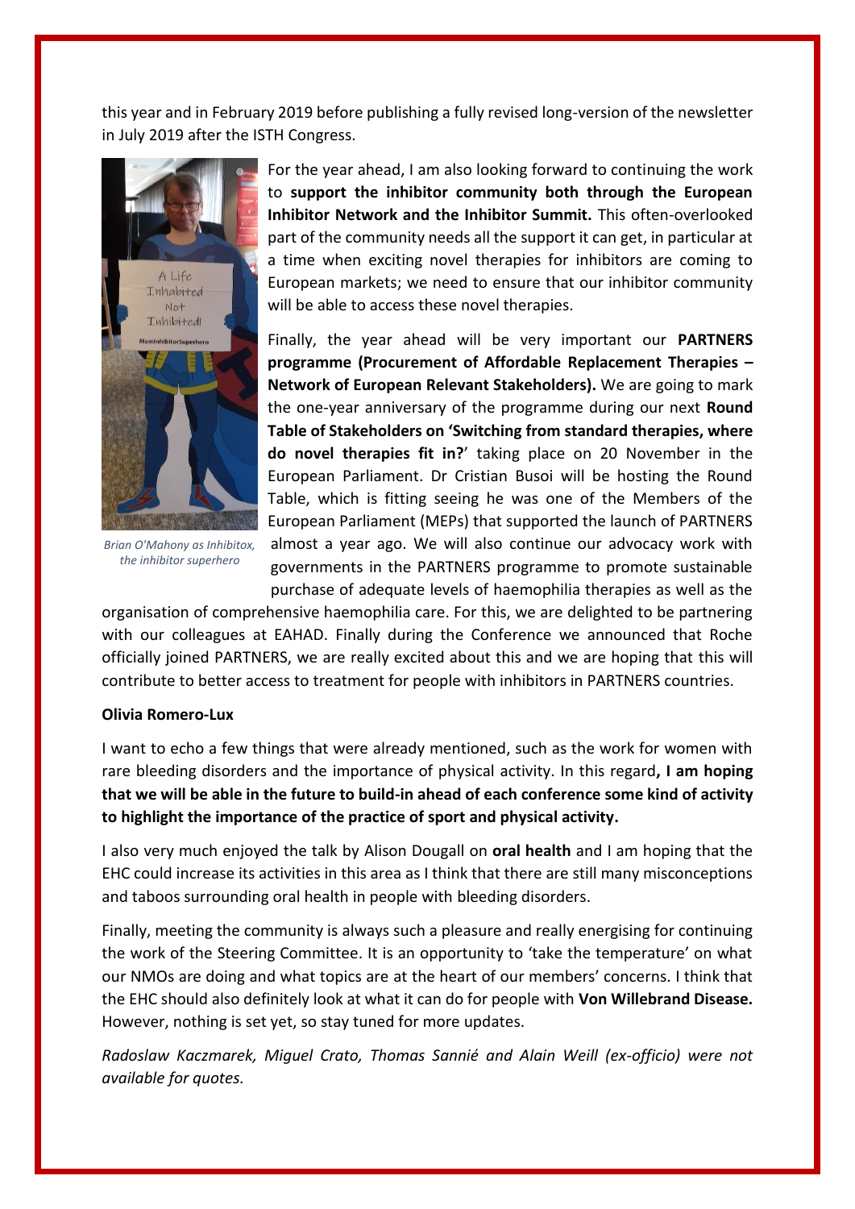this year and in February 2019 before publishing a fully revised long-version of the newsletter in July 2019 after the ISTH Congress.

For the year ahead, I am also looking forward to continuing the work to **support the inhibitor community both through the European Inhibitor Network and the Inhibitor Summit.** This often-overlooked part of the community needs all the support it can get, in particular at a time when exciting novel therapies for inhibitors are coming to European markets; we need to ensure that our inhibitor community will be able to access these novel therapies.

*Brian O'Mahony as Inhibitox, the inhibitor superhero*

Finally, the year ahead will be very important our **PARTNERS programme (Procurement of Affordable Replacement Therapies – Network of European Relevant Stakeholders).** We are going to mark the one-year anniversary of the programme during our next **Round Table of Stakeholders on 'Switching from standard therapies, where do novel therapies fit in?'** taking place on 20 November in the European Parliament. Dr Cristian Busoi will be hosting the Round Table, which is fitting seeing he was one of the Members of the European Parliament (MEPs) that supported the launch of PARTNERS almost a year ago. We will also continue our advocacy work with governments in the PARTNERS programme to promote sustainable purchase of adequate levels of haemophilia therapies as well as the organisation of comprehensive haemophilia care. For this, we are delighted to be partnering with our colleagues at EAHAD. Finally during the Conference we announced that Roche officially joined PARTNERS, we are really excited about this and we are hoping that this will contribute to better access to treatment for people with inhibitors in PARTNERS countries.

**Olivia Romero-Lux**

I want to echo a few things that were already mentioned, such as the work for women with rare bleeding disorders and the importance of physical activity. In this regard**, I am hoping that we will be able in the future to build-in ahead of each conference some kind of activity to highlight the importance of the practice of sport and physical activity.**

I also very much enjoyed the talk by Alison Dougall on **oral health** and I am hoping that the EHC could increase its activities in this area as I think that there are still many misconceptions and taboos surrounding oral health in people with bleeding disorders.

Finally, meeting the community is always such a pleasure and really energising for continuing the work of the Steering Committee. It is an opportunity to 'take the temperature' on what our NMOs are doing and what topics are at the heart of our members' concerns. I think that the EHC should also definitely look at what it can do for people with **Von Willebrand Disease.** However, nothing is set yet, so stay tuned for more updates.

*Radoslaw Kaczmarek, Miguel Crato, Thomas Sannié and Alain Weill (ex-officio) were not available for quotes.*